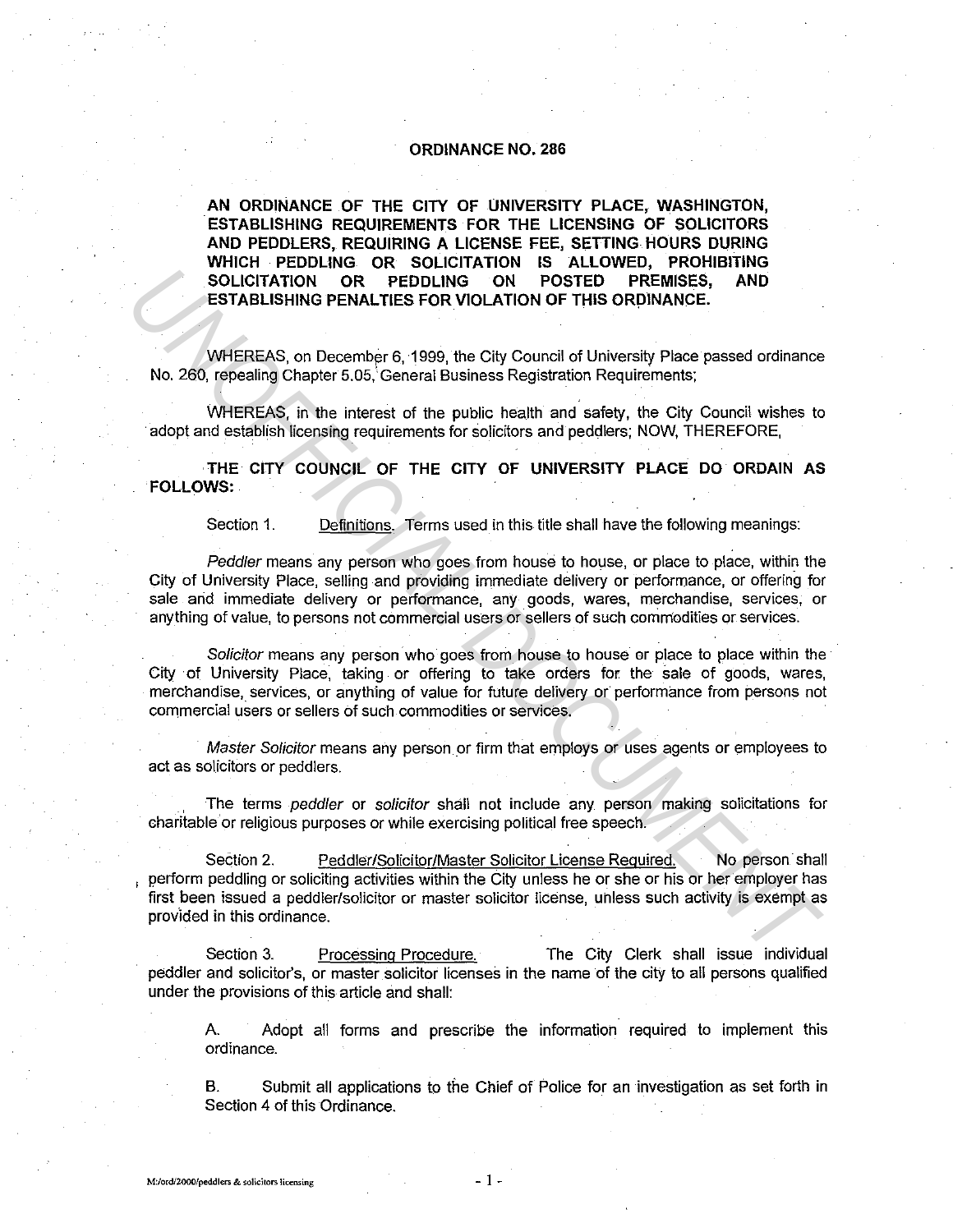# ORDINANCE NO. 286

**AN ORDINANCE OF THE CITY OF UNIVERSITY PLACE, WASHINGTON, ESTABLISHING REQUIREMENTS FOR THE LICENSING OF SOLICITORS AND PEDDLERS, REQUIRING A LICENSE FEE, SETTING HOURS DURING WHICH PEDDLING OR SOLICITATION IS ALLOWED, PROHIBITING SOLICITATION OR PEDDLING ON POSTED PREMISES, AND ESTABLISHING PENALTIES FOR VIOLATION OF THIS ORDINANCE.**

WHEREAS, on December 6, 1999, the City Council of University Place passed ordinance No. 260, repealing Chapter 5.05, General Business Registration Requirements;

WHEREAS, in the interest of the public health and safety, the City Council wishes to adopt and establish licensing requirements for solicitors and peddlers; NOW, THEREFORE,

**THE CITY COUNCIL OF THE CITY OF UNIVERSITY PLACE DO ORDAIN AS FOLLOWS:**

Section 1. Definitions. Terms used in this title shall have the following meanings:

*Peddler* means any person who goes from house to house, or place to place, within the City of University Place, selling and providing immediate delivery or performance, or offering for sale and immediate delivery or performance, any goods, wares, merchandise, services, or anything of value, to persons not commercial users or sellers of such commodities or services.

*Solicitor* means any person who goes from house to house or place to place within the City of University Place, taking or offering to take orders for the sale of goods, wares, merchandise, services, or anything of value for future delivery or performance from persons not commercial users or sellers of such commodities or services.

*Master Solicitor* means any person or firm that employs or uses agents or employees to act as solicitors or peddlers.

The terms *peddler* or *solicitor* shall not include any person making solicitations for charitable or religious purposes or while exercising political free speech.

Section 2. Peddler/Solicitor/Master Solicitor License Required. No person shall perform peddling or soliciting activities within the City unless he or she or his or her employer has first been issued a peddler/solicitor or master solicitor license, unless such activity is exempt as provided in this ordinance.

Section 3. Processing Procedure. The City Clerk shall issue individual peddler and solicitor's, or master solicitor licenses in the name of the city to all persons qualified under the provisions of this article and shall:

A. Adopt all forms and prescribe the information required to implement this ordinance.

B. Submit all applications to the Chief of Police for an investigation as set forth in Section 4 of this Ordinance.

M:/ord/2000/peddlers & solicitors licensing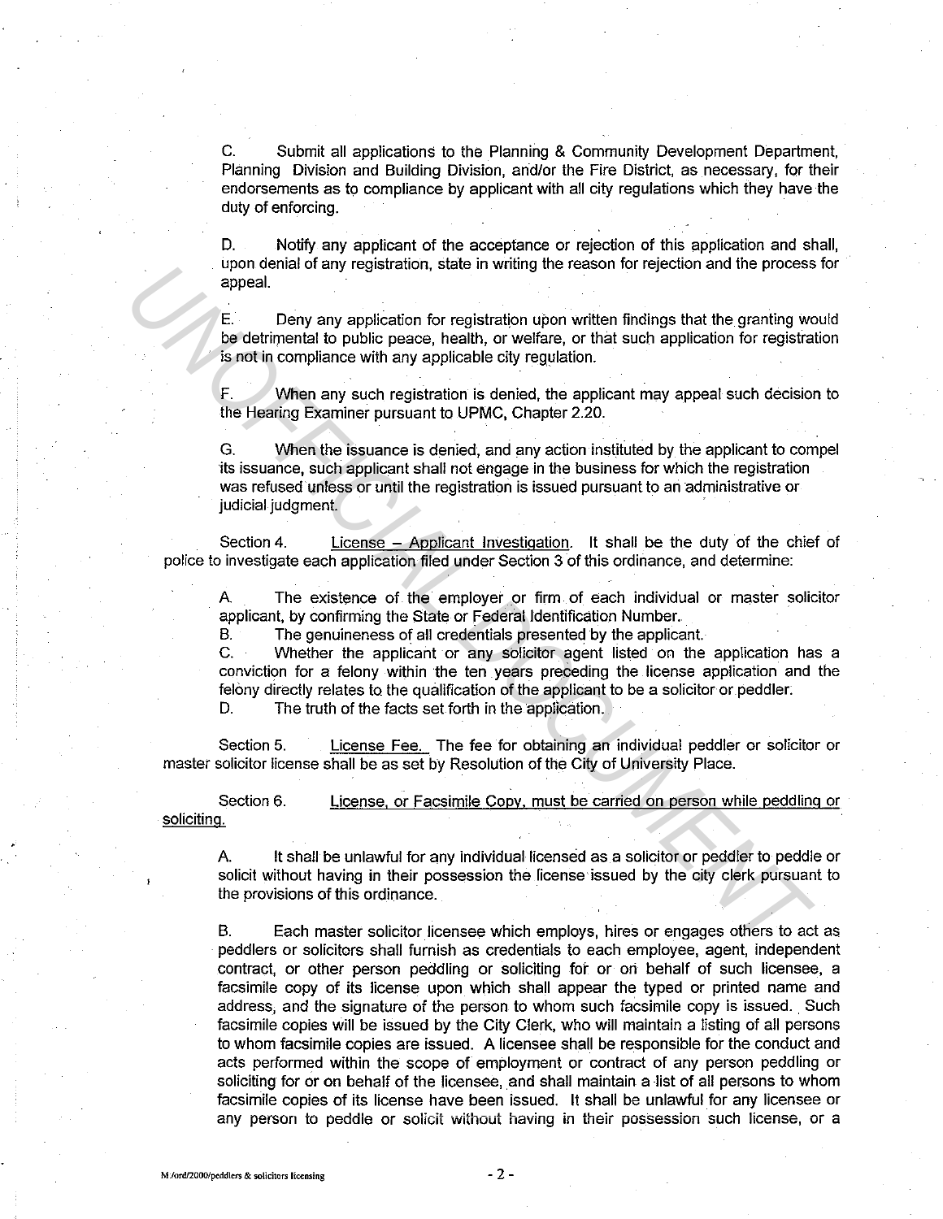C. Submit all applications to the Planning & Community Development Department, Planning Division and Building Division, and/or the Fire District, as necessary, for their endorsements as to compliance by applicant with all city regulations which they have the duty of enforcing.

D. Notify any applicant of the acceptance or rejection of this application and shall, upon denial of any registration, state in writing the reason for rejection and the process for appeal.

E. Deny any application for registration upon written findings that the granting would be detrimental to public peace, health, or welfare, or that such application for registration is not in compliance with any applicable city regulation.

F. When any such registration is denied, the applicant may appeal such decision to the Hearing Examiner pursuant to UPMC, Chapter 2.20.

G. When the issuance is denied, and any action instituted by the applicant to compel its issuance, such applicant shall not engage in the business for which the registration was refused unless or until the registration is issued pursuant to an administrative or judicial judgment.

Section 4. License – Applicant Investigation. It shall be the duty of the chief of police to investigate each application filed under Section 3 of this ordinance, and determine:

A. The existence of the employer or firm of each individual or master solicitor applicant, by confirming the State or Federal Identification Number.
B. The genuineness of all credentials presented by the applicant.
C. Whether the applicant or any solicitor agent listed on the application has a conviction for a felony within the ten years preceding the license application and the felony directly relates to the qualification of the applicant to be a solicitor or peddler.
D. The truth of the facts set forth in the application.

Section 5. License Fee. The fee for obtaining an individual peddler or solicitor or master solicitor license shall be as set by Resolution of the City of University Place.

Section 6. License, or Facsimile Copy, must be carried on person while peddling or soliciting.

A. It shall be unlawful for any individual licensed as a solicitor or peddler to peddle or solicit without having in their possession the license issued by the city clerk pursuant to the provisions of this ordinance.

B. Each master solicitor licensee which employs, hires or engages others to act as peddlers or solicitors shall furnish as credentials to each employee, agent, independent contract, or other person peddling or soliciting for or on behalf of such licensee, a facsimile copy of its license upon which shall appear the typed or printed name and address, and the signature of the person to whom such facsimile copy is issued. Such facsimile copies will be issued by the City Clerk, who will maintain a listing of all persons to whom facsimile copies are issued. A licensee shall be responsible for the conduct and acts performed within the scope of employment or contract of any person peddling or soliciting for or on behalf of the licensee, and shall maintain a list of all persons to whom facsimile copies of its license have been issued. It shall be unlawful for any licensee or any person to peddle or solicit without having in their possession such license, or a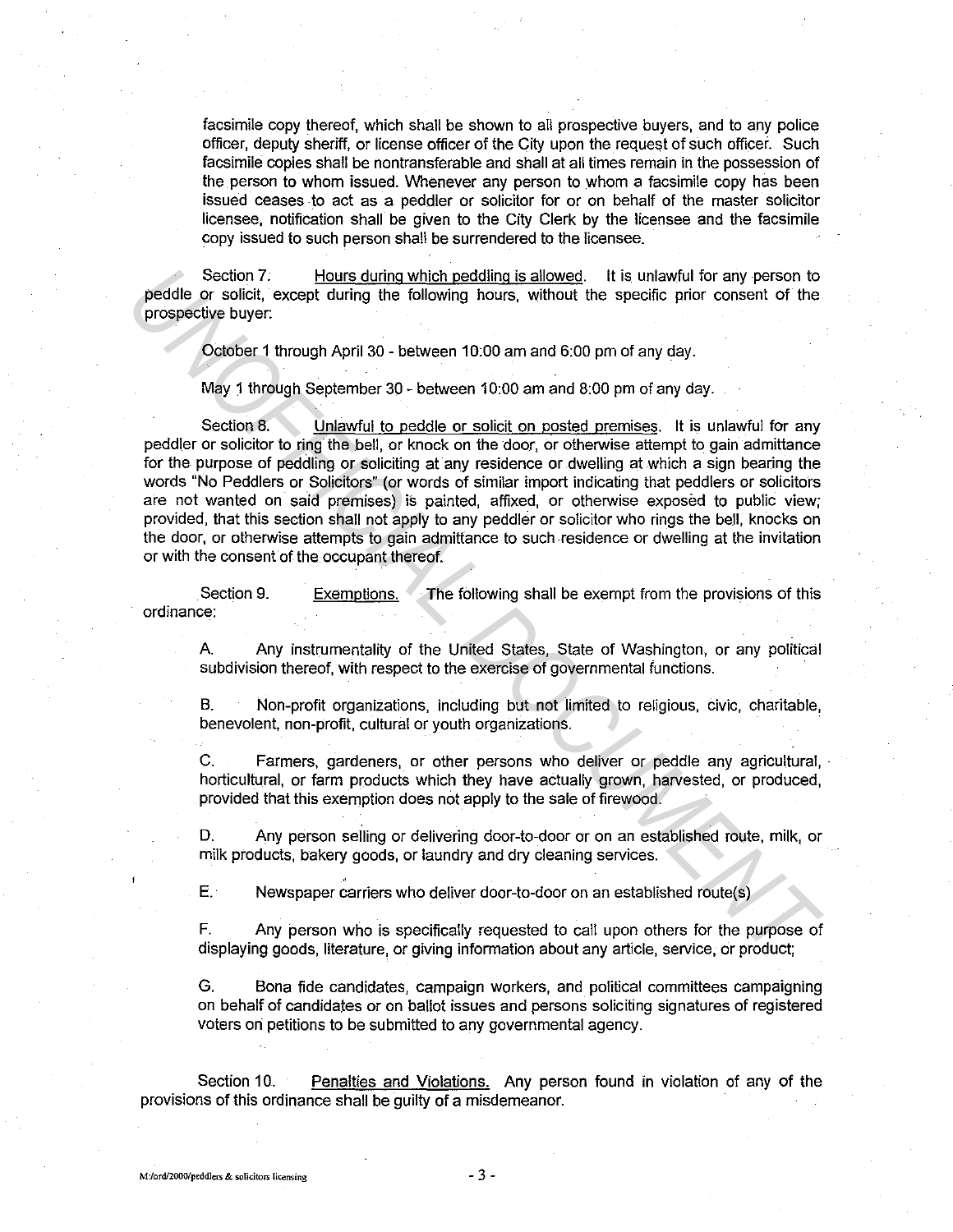facsimile copy thereof, which shall be shown to all prospective buyers, and to any police officer, deputy sheriff, or license officer of the City upon the request of such officer. Such facsimile copies shall be nontransferable and shall at all times remain in the possession of the person to whom issued. Whenever any person to whom a facsimile copy has been issued ceases to act as a peddler or solicitor for or on behalf of the master solicitor licensee, notification shall be given to the City Clerk by the licensee and the facsimile copy issued to such person shall be surrendered to the licensee.

Section 7. Hours during which peddling is allowed. It is unlawful for any person to peddle or solicit, except during the following hours, without the specific prior consent of the prospective buyer:

October 1 through April 30 - between 10:00 am and 6:00 pm of any day.

May 1 through September 30 - between 10:00 am and 8:00 pm of any day.

Section 8. Unlawful to peddle or solicit on posted premises. It is unlawful for any peddler or solicitor to ring the bell, or knock on the door, or otherwise attempt to gain admittance for the purpose of peddling or soliciting at any residence or dwelling at which a sign bearing the words "No Peddlers or Solicitors" (or words of similar import indicating that peddlers or solicitors are not wanted on said premises) is painted, affixed, or otherwise exposed to public view; provided, that this section shall not apply to any peddler or solicitor who rings the bell, knocks on the door, or otherwise attempts to gain admittance to such residence or dwelling at the invitation or with the consent of the occupant thereof.

Section 9. Exemptions. The following shall be exempt from the provisions of this ordinance:

A. Any instrumentality of the United States, State of Washington, or any political subdivision thereof, with respect to the exercise of governmental functions.

B. Non-profit organizations, including but not limited to religious, civic, charitable, benevolent, non-profit, cultural or youth organizations.

C. Farmers, gardeners, or other persons who deliver or peddle any agricultural, horticultural, or farm products which they have actually grown, harvested, or produced, provided that this exemption does not apply to the sale of firewood.

D. Any person selling or delivering door-to-door or on an established route, milk, or milk products, bakery goods, or laundry and dry cleaning services.

E. Newspaper carriers who deliver door-to-door on an established route(s)

F. Any person who is specifically requested to call upon others for the purpose of displaying goods, literature, or giving information about any article, service, or product;

G. Bona fide candidates, campaign workers, and political committees campaigning on behalf of candidates or on ballot issues and persons soliciting signatures of registered voters on petitions to be submitted to any governmental agency.

Section 10. Penalties and Violations. Any person found in violation of any of the provisions of this ordinance shall be guilty of a misdemeanor.

M:/ord/2000/peddlers & solicitors licensing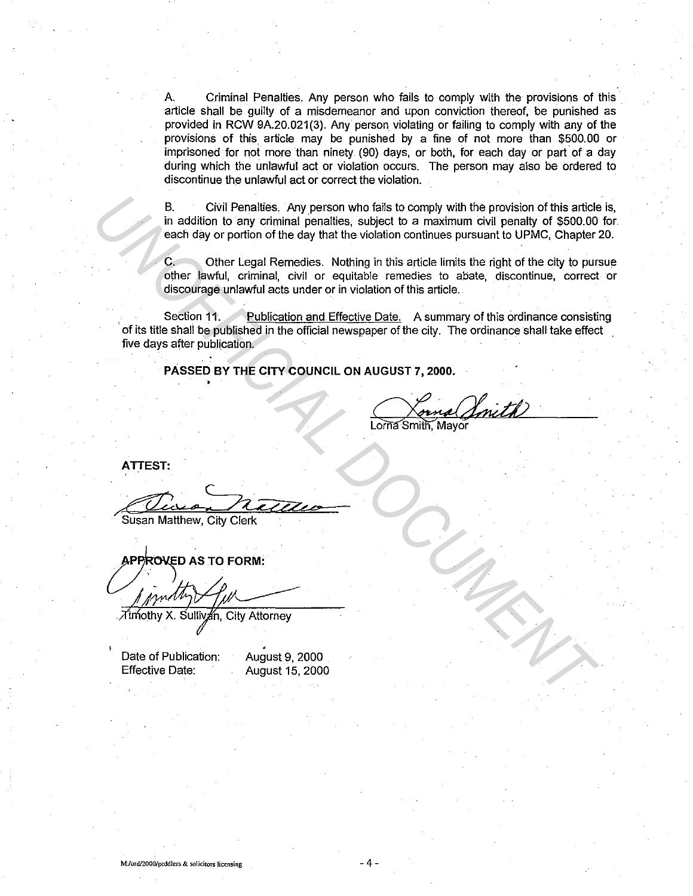A. Criminal Penalties. Any person who fails to comply with the provisions of this article shall be guilty of a misdemeanor and upon conviction thereof, be punished as provided in RCW 9A.20.021(3). Any person violating or failing to comply with any of the provisions of this article may be punished by a fine of not more than $500.00 or imprisoned for not more than ninety (90) days, or both, for each day or part of a day during which the unlawful act or violation occurs. The person may also be ordered to discontinue the unlawful act or correct the violation.

B. Civil Penalties. Any person who fails to comply with the provision of this article is, in addition to any criminal penalties, subject to a maximum civil penalty of $500.00 for each day or portion of the day that the violation continues pursuant to UPMC, Chapter 20.

C. Other Legal Remedies. Nothing in this article limits the right of the city to pursue other lawful, criminal, civil or equitable remedies to abate, discontinue, correct or discourage unlawful acts under or in violation of this article.

Section 11. Publication and Effective Date. A summary of this ordinance consisting of its title shall be published in the official newspaper of the city. The ordinance shall take effect five days after publication.

**PASSED BY THE CITY COUNCIL ON AUGUST 7, 2000.**

Lorna Smith

Lorna Smith, Mayor

**ATTEST:**

Susan Matthew

Susan Matthew, City Clerk

**APPROVED AS TO FORM:**

Timothy X. Sullivan

Timothy X. Sullivan, City Attorney

Date of Publication: August 9, 2000

Effective Date: August 15, 2000

M:/ord/2000/peddlers & solicitors licensing